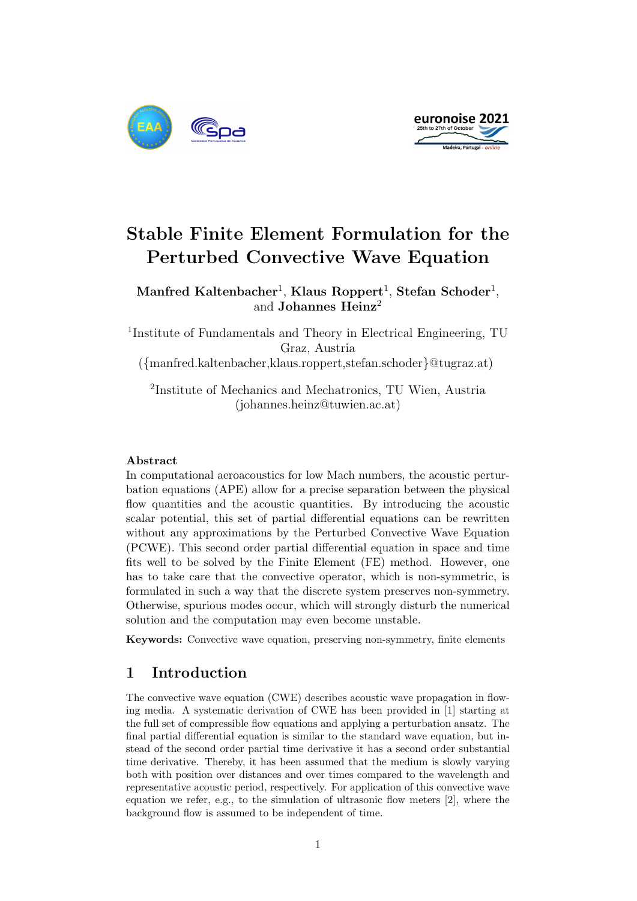# Stable Finite Element Formulation for the Perturbed Convective Wave Equation

**Manfred Kaltenbacher**[1], **Klaus Roppert**[1], **Stefan Schoder**[1], and **Johannes Heinz**[2]

[1]Institute of Fundamentals and Theory in Electrical Engineering, TU Graz, Austria
({manfred.kaltenbacher,klaus.roppert,stefan.schoder}@tugraz.at)

[2]Institute of Mechanics and Mechatronics, TU Wien, Austria
(johannes.heinz@tuwien.ac.at)

### Abstract

In computational aeroacoustics for low Mach numbers, the acoustic perturbation equations (APE) allow for a precise separation between the physical flow quantities and the acoustic quantities. By introducing the acoustic scalar potential, this set of partial differential equations can be rewritten without any approximations by the Perturbed Convective Wave Equation (PCWE). This second order partial differential equation in space and time fits well to be solved by the Finite Element (FE) method. However, one has to take care that the convective operator, which is non-symmetric, is formulated in such a way that the discrete system preserves non-symmetry. Otherwise, spurious modes occur, which will strongly disturb the numerical solution and the computation may even become unstable.

**Keywords:** Convective wave equation, preserving non-symmetry, finite elements

## 1 Introduction

The convective wave equation (CWE) describes acoustic wave propagation in flowing media. A systematic derivation of CWE has been provided in [1] starting at the full set of compressible flow equations and applying a perturbation ansatz. The final partial differential equation is similar to the standard wave equation, but instead of the second order partial time derivative it has a second order substantial time derivative. Thereby, it has been assumed that the medium is slowly varying both with position over distances and over times compared to the wavelength and representative acoustic period, respectively. For application of this convective wave equation we refer, e.g., to the simulation of ultrasonic flow meters [2], where the background flow is assumed to be independent of time.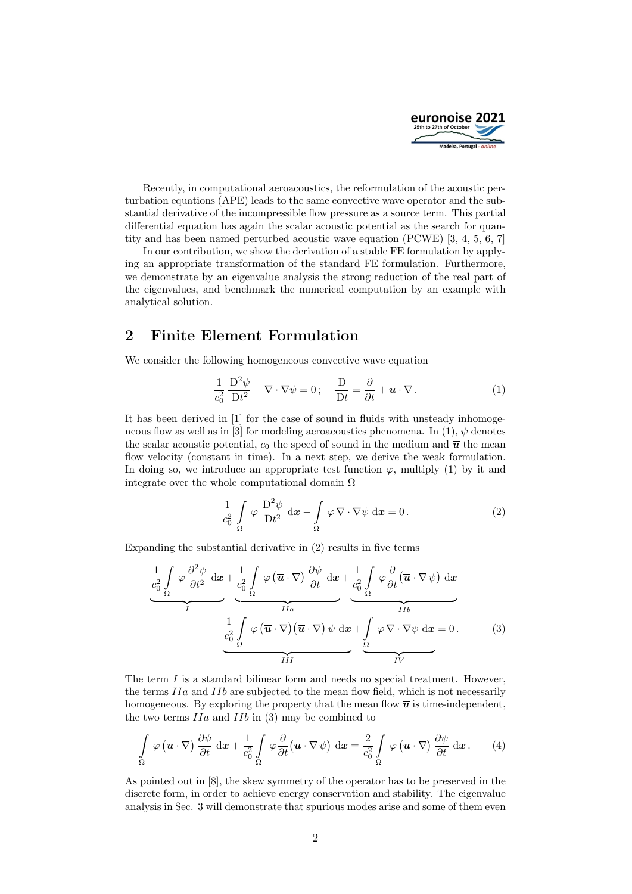Recently, in computational aeroacoustics, the reformulation of the acoustic perturbation equations (APE) leads to the same convective wave operator and the substantial derivative of the incompressible flow pressure as a source term. This partial differential equation has again the scalar acoustic potential as the search for quantity and has been named perturbed acoustic wave equation (PCWE) [3, 4, 5, 6, 7]

In our contribution, we show the derivation of a stable FE formulation by applying an appropriate transformation of the standard FE formulation. Furthermore, we demonstrate by an eigenvalue analysis the strong reduction of the real part of the eigenvalues, and benchmark the numerical computation by an example with analytical solution.

## 2 Finite Element Formulation

We consider the following homogeneous convective wave equation

$$\frac{1}{c_0^2}\,\frac{\mathrm{D}^2\psi}{\mathrm{D}t^2} - \nabla\cdot\nabla\psi = 0\,;\quad \frac{\mathrm{D}}{\mathrm{D}t} = \frac{\partial}{\partial t} + \overline{\boldsymbol{u}}\cdot\nabla\,. \tag{1}$$

It has been derived in [1] for the case of sound in fluids with unsteady inhomogeneous flow as well as in [3] for modeling aeroacoustics phenomena. In (1), $\psi$ denotes the scalar acoustic potential, $c_0$ the speed of sound in the medium and $\overline{\boldsymbol{u}}$ the mean flow velocity (constant in time). In a next step, we derive the weak formulation. In doing so, we introduce an appropriate test function $\varphi$, multiply (1) by it and integrate over the whole computational domain $\Omega$

$$\frac{1}{c_0^2}\int\limits_{\Omega}\varphi\,\frac{\mathrm{D}^2\psi}{\mathrm{D}t^2}\,\mathrm{d}\boldsymbol{x} - \int\limits_{\Omega}\varphi\,\nabla\cdot\nabla\psi\,\mathrm{d}\boldsymbol{x} = 0\,. \tag{2}$$

Expanding the substantial derivative in (2) results in five terms

$$\underbrace{\frac{1}{c_0^2}\int\limits_{\Omega}\varphi\,\frac{\partial^2\psi}{\partial t^2}\,\mathrm{d}\boldsymbol{x}}_{I} + \underbrace{\frac{1}{c_0^2}\int\limits_{\Omega}\varphi\,(\overline{\boldsymbol{u}}\cdot\nabla)\,\frac{\partial\psi}{\partial t}\,\mathrm{d}\boldsymbol{x}}_{IIa} + \underbrace{\frac{1}{c_0^2}\int\limits_{\Omega}\varphi\frac{\partial}{\partial t}\big(\overline{\boldsymbol{u}}\cdot\nabla\,\psi\big)\,\mathrm{d}\boldsymbol{x}}_{IIb}$$
$$+\underbrace{\frac{1}{c_0^2}\int\limits_{\Omega}\varphi\,(\overline{\boldsymbol{u}}\cdot\nabla)(\overline{\boldsymbol{u}}\cdot\nabla)\,\psi\,\mathrm{d}\boldsymbol{x}}_{III} + \underbrace{\int\limits_{\Omega}\varphi\,\nabla\cdot\nabla\psi\,\mathrm{d}\boldsymbol{x}}_{IV} = 0\,. \tag{3}$$

The term $I$ is a standard bilinear form and needs no special treatment. However, the terms $IIa$ and $IIb$ are subjected to the mean flow field, which is not necessarily homogeneous. By exploring the property that the mean flow $\overline{\boldsymbol{u}}$ is time-independent, the two terms $IIa$ and $IIb$ in (3) may be combined to

$$\int\limits_{\Omega}\varphi\,(\overline{\boldsymbol{u}}\cdot\nabla)\,\frac{\partial\psi}{\partial t}\,\mathrm{d}\boldsymbol{x} + \frac{1}{c_0^2}\int\limits_{\Omega}\varphi\frac{\partial}{\partial t}\big(\overline{\boldsymbol{u}}\cdot\nabla\,\psi\big)\,\mathrm{d}\boldsymbol{x} = \frac{2}{c_0^2}\int\limits_{\Omega}\varphi\,(\overline{\boldsymbol{u}}\cdot\nabla)\,\frac{\partial\psi}{\partial t}\,\mathrm{d}\boldsymbol{x}\,. \tag{4}$$

As pointed out in [8], the skew symmetry of the operator has to be preserved in the discrete form, in order to achieve energy conservation and stability. The eigenvalue analysis in Sec. 3 will demonstrate that spurious modes arise and some of them even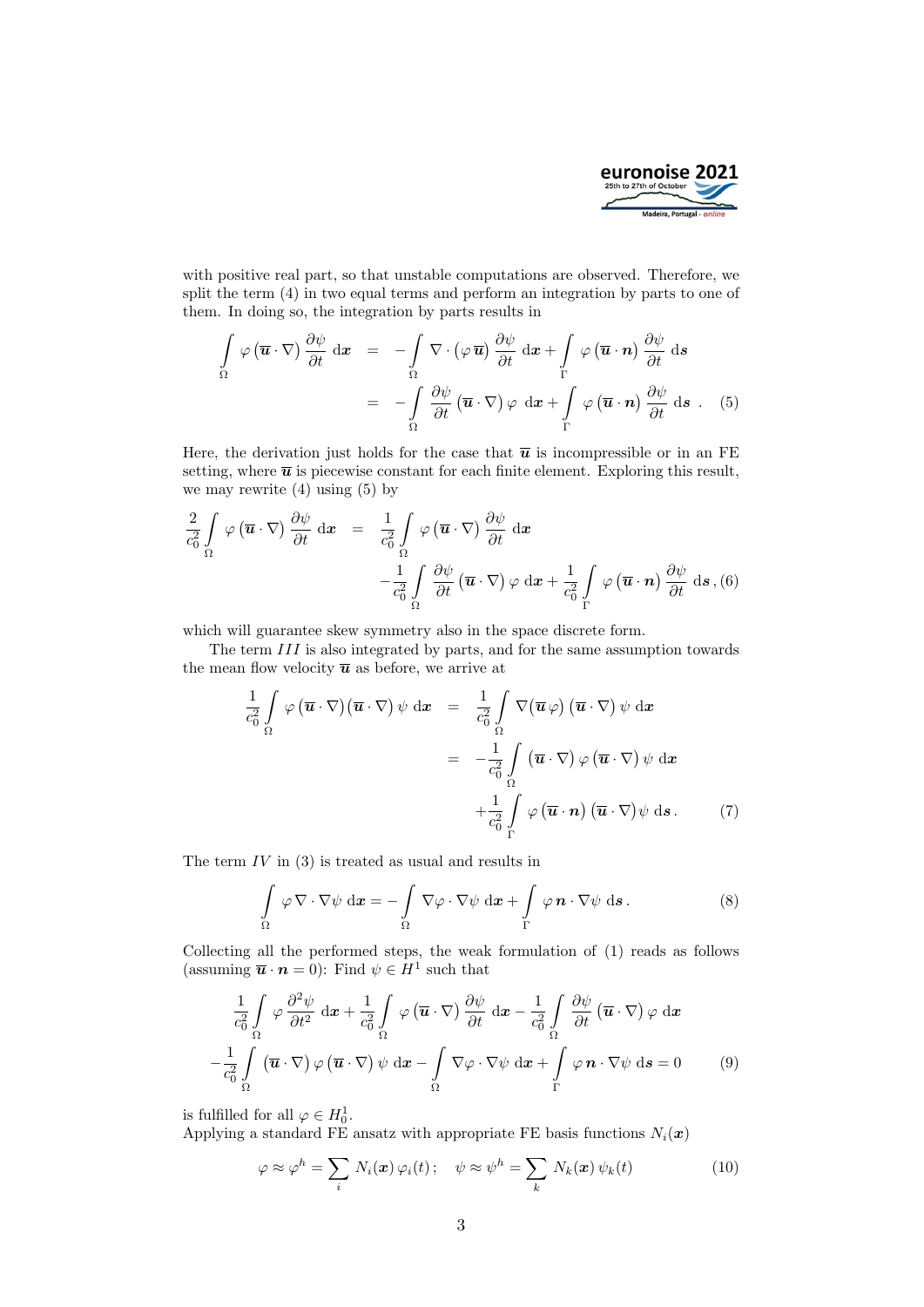with positive real part, so that unstable computations are observed. Therefore, we split the term (4) in two equal terms and perform an integration by parts to one of them. In doing so, the integration by parts results in

$$
\begin{aligned}
\int_\Omega \varphi \left(\overline{\boldsymbol{u}} \cdot \nabla\right) \frac{\partial \psi}{\partial t} \, \mathrm{d}\boldsymbol{x} &= -\int_\Omega \nabla \cdot \left(\varphi \, \overline{\boldsymbol{u}}\right) \frac{\partial \psi}{\partial t} \, \mathrm{d}\boldsymbol{x} + \int_\Gamma \varphi \left(\overline{\boldsymbol{u}} \cdot \boldsymbol{n}\right) \frac{\partial \psi}{\partial t} \, \mathrm{d}\boldsymbol{s} \\
&= -\int_\Omega \frac{\partial \psi}{\partial t} \left(\overline{\boldsymbol{u}} \cdot \nabla\right) \varphi \, \mathrm{d}\boldsymbol{x} + \int_\Gamma \varphi \left(\overline{\boldsymbol{u}} \cdot \boldsymbol{n}\right) \frac{\partial \psi}{\partial t} \, \mathrm{d}\boldsymbol{s} \, . \quad (5)
\end{aligned}
$$

Here, the derivation just holds for the case that $\overline{\boldsymbol{u}}$ is incompressible or in an FE setting, where $\overline{\boldsymbol{u}}$ is piecewise constant for each finite element. Exploring this result, we may rewrite (4) using (5) by

$$
\begin{aligned}
\frac{2}{c_0^2} \int_\Omega \varphi \left(\overline{\boldsymbol{u}} \cdot \nabla\right) \frac{\partial \psi}{\partial t} \, \mathrm{d}\boldsymbol{x} &= \frac{1}{c_0^2} \int_\Omega \varphi \left(\overline{\boldsymbol{u}} \cdot \nabla\right) \frac{\partial \psi}{\partial t} \, \mathrm{d}\boldsymbol{x} \\
&\quad - \frac{1}{c_0^2} \int_\Omega \frac{\partial \psi}{\partial t} \left(\overline{\boldsymbol{u}} \cdot \nabla\right) \varphi \, \mathrm{d}\boldsymbol{x} + \frac{1}{c_0^2} \int_\Gamma \varphi \left(\overline{\boldsymbol{u}} \cdot \boldsymbol{n}\right) \frac{\partial \psi}{\partial t} \, \mathrm{d}\boldsymbol{s} \, , \quad (6)
\end{aligned}
$$

which will guarantee skew symmetry also in the space discrete form.

The term $III$ is also integrated by parts, and for the same assumption towards the mean flow velocity $\overline{\boldsymbol{u}}$ as before, we arrive at

$$
\begin{aligned}
\frac{1}{c_0^2} \int_\Omega \varphi \left(\overline{\boldsymbol{u}} \cdot \nabla\right) \left(\overline{\boldsymbol{u}} \cdot \nabla\right) \psi \, \mathrm{d}\boldsymbol{x} &= \frac{1}{c_0^2} \int_\Omega \nabla \left(\overline{\boldsymbol{u}} \varphi\right) \left(\overline{\boldsymbol{u}} \cdot \nabla\right) \psi \, \mathrm{d}\boldsymbol{x} \\
&= -\frac{1}{c_0^2} \int_\Omega \left(\overline{\boldsymbol{u}} \cdot \nabla\right) \varphi \left(\overline{\boldsymbol{u}} \cdot \nabla\right) \psi \, \mathrm{d}\boldsymbol{x} \\
&\quad + \frac{1}{c_0^2} \int_\Gamma \varphi \left(\overline{\boldsymbol{u}} \cdot \boldsymbol{n}\right) \left(\overline{\boldsymbol{u}} \cdot \nabla\right) \psi \, \mathrm{d}\boldsymbol{s} \, . \quad (7)
\end{aligned}
$$

The term $IV$ in (3) is treated as usual and results in

$$
\int_\Omega \varphi \nabla \cdot \nabla \psi \, \mathrm{d}\boldsymbol{x} = -\int_\Omega \nabla \varphi \cdot \nabla \psi \, \mathrm{d}\boldsymbol{x} + \int_\Gamma \varphi \, \boldsymbol{n} \cdot \nabla \psi \, \mathrm{d}\boldsymbol{s} \, . \quad (8)
$$

Collecting all the performed steps, the weak formulation of (1) reads as follows (assuming $\overline{\boldsymbol{u}} \cdot \boldsymbol{n} = 0$): Find $\psi \in H^1$ such that

$$
\begin{aligned}
&\frac{1}{c_0^2} \int_\Omega \varphi \frac{\partial^2 \psi}{\partial t^2} \, \mathrm{d}\boldsymbol{x} + \frac{1}{c_0^2} \int_\Omega \varphi \left(\overline{\boldsymbol{u}} \cdot \nabla\right) \frac{\partial \psi}{\partial t} \, \mathrm{d}\boldsymbol{x} - \frac{1}{c_0^2} \int_\Omega \frac{\partial \psi}{\partial t} \left(\overline{\boldsymbol{u}} \cdot \nabla\right) \varphi \, \mathrm{d}\boldsymbol{x} \\
&- \frac{1}{c_0^2} \int_\Omega \left(\overline{\boldsymbol{u}} \cdot \nabla\right) \varphi \left(\overline{\boldsymbol{u}} \cdot \nabla\right) \psi \, \mathrm{d}\boldsymbol{x} - \int_\Omega \nabla \varphi \cdot \nabla \psi \, \mathrm{d}\boldsymbol{x} + \int_\Gamma \varphi \, \boldsymbol{n} \cdot \nabla \psi \, \mathrm{d}\boldsymbol{s} = 0 \quad (9)
\end{aligned}
$$

is fulfilled for all $\varphi \in H_0^1$.
Applying a standard FE ansatz with appropriate FE basis functions $N_i(\boldsymbol{x})$

$$
\varphi \approx \varphi^h = \sum_i N_i(\boldsymbol{x}) \, \varphi_i(t) \, ; \quad \psi \approx \psi^h = \sum_k N_k(\boldsymbol{x}) \, \psi_k(t) \quad (10)
$$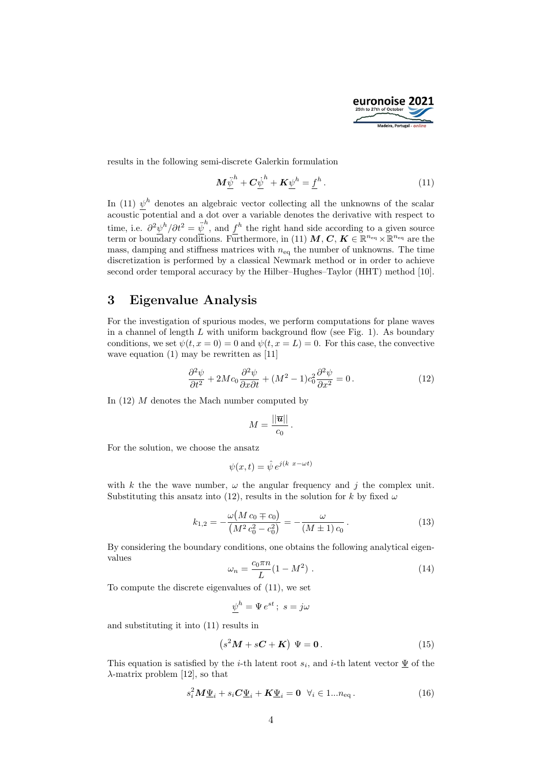results in the following semi-discrete Galerkin formulation

$$\boldsymbol{M}\ddot{\underline{\psi}}^h + \boldsymbol{C}\dot{\underline{\psi}}^h + \boldsymbol{K}\underline{\psi}^h = \underline{f}^h . \tag{11}$$

In (11) $\underline{\psi}^h$ denotes an algebraic vector collecting all the unknowns of the scalar acoustic potential and a dot over a variable denotes the derivative with respect to time, i.e. $\partial^2 \underline{\psi}^h / \partial t^2 = \ddot{\underline{\psi}}^h$, and $\underline{f}^h$ the right hand side according to a given source term or boundary conditions. Furthermore, in (11) $\boldsymbol{M}$, $\boldsymbol{C}$, $\boldsymbol{K} \in \mathbb{R}^{n_{\mathrm{eq}}} \times \mathbb{R}^{n_{\mathrm{eq}}}$ are the mass, damping and stiffness matrices with $n_{\mathrm{eq}}$ the number of unknowns. The time discretization is performed by a classical Newmark method or in order to achieve second order temporal accuracy by the Hilber–Hughes–Taylor (HHT) method [10].

# 3 Eigenvalue Analysis

For the investigation of spurious modes, we perform computations for plane waves in a channel of length $L$ with uniform background flow (see Fig. 1). As boundary conditions, we set $\psi(t, x = 0) = 0$ and $\psi(t, x = L) = 0$. For this case, the convective wave equation (1) may be rewritten as [11]

$$\frac{\partial^2 \psi}{\partial t^2} + 2Mc_0 \frac{\partial^2 \psi}{\partial x \partial t} + (M^2 - 1)c_0^2 \frac{\partial^2 \psi}{\partial x^2} = 0 . \tag{12}$$

In (12) $M$ denotes the Mach number computed by

$$M = \frac{||\overline{\boldsymbol{u}}||}{c_0} .$$

For the solution, we choose the ansatz

$$\psi(x,t) = \hat{\psi}\, e^{j(k\ x - \omega t)}$$

with $k$ the the wave number, $\omega$ the angular frequency and $j$ the complex unit. Substituting this ansatz into (12), results in the solution for $k$ by fixed $\omega$

$$k_{1,2} = -\frac{\omega\big(M\, c_0 \mp c_0\big)}{\big(M^2\, c_0^2 - c_0^2\big)} = -\frac{\omega}{(M \pm 1)\, c_0} . \tag{13}$$

By considering the boundary conditions, one obtains the following analytical eigenvalues

$$\omega_n = \frac{c_0 \pi n}{L}(1 - M^2) . \tag{14}$$

To compute the discrete eigenvalues of (11), we set

$$\underline{\psi}^h = \Psi\, e^{st} ;\ s = j\omega$$

and substituting it into (11) results in

$$\left(s^2 \boldsymbol{M} + s\boldsymbol{C} + \boldsymbol{K}\right)\ \Psi = \boldsymbol{0} . \tag{15}$$

This equation is satisfied by the $i$-th latent root $s_i$, and $i$-th latent vector $\underline{\Psi}$ of the $\lambda$-matrix problem [12], so that

$$s_i^2 \boldsymbol{M}\underline{\Psi}_i + s_i \boldsymbol{C}\underline{\Psi}_i + \boldsymbol{K}\underline{\Psi}_i = \boldsymbol{0} \ \ \forall_i \in 1 \ldots n_{\mathrm{eq}} . \tag{16}$$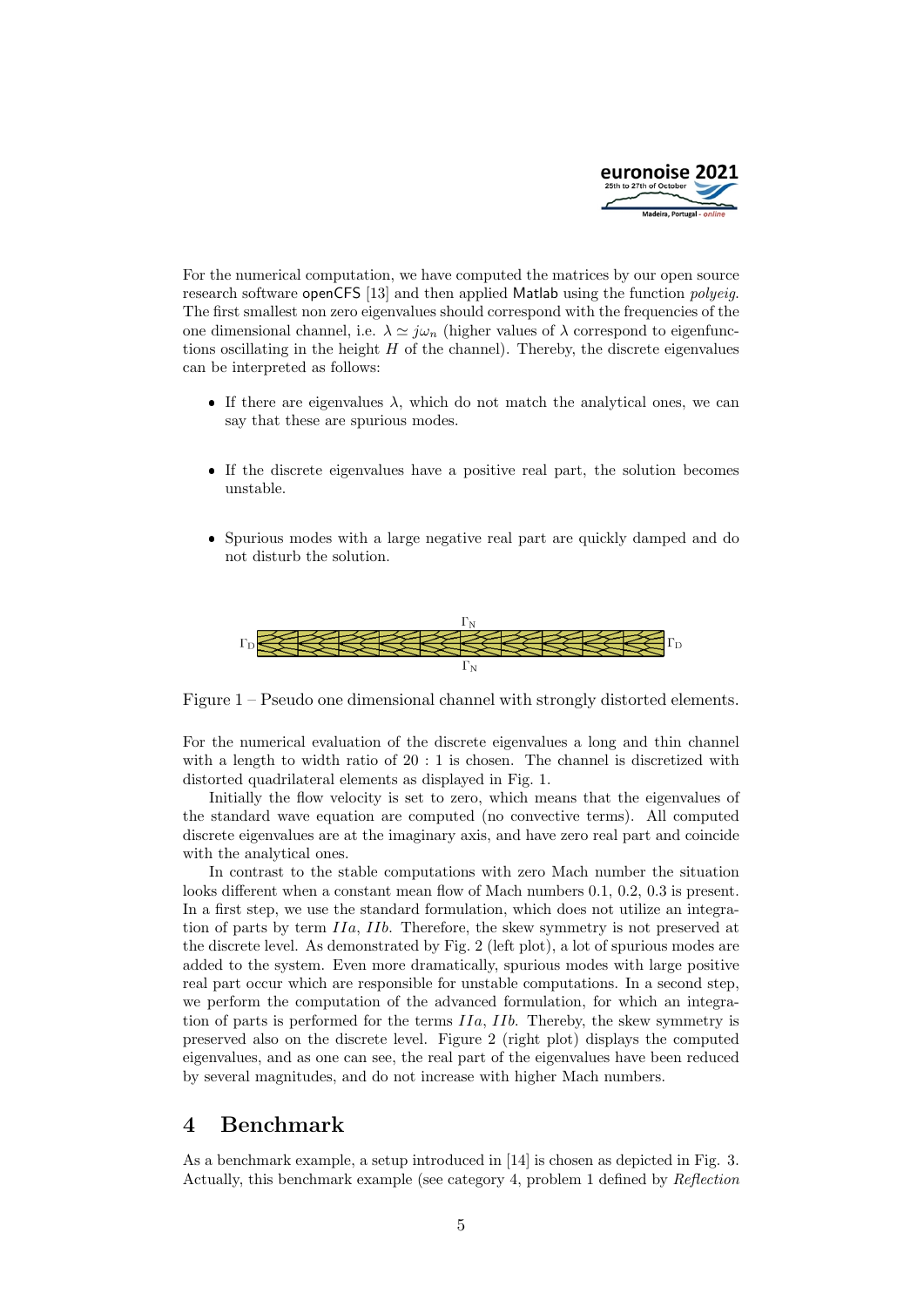For the numerical computation, we have computed the matrices by our open source research software openCFS [13] and then applied Matlab using the function *polyeig*. The first smallest non zero eigenvalues should correspond with the frequencies of the one dimensional channel, i.e. $\lambda \simeq j\omega_n$ (higher values of $\lambda$ correspond to eigenfunctions oscillating in the height $H$ of the channel). Thereby, the discrete eigenvalues can be interpreted as follows:

- If there are eigenvalues $\lambda$, which do not match the analytical ones, we can say that these are spurious modes.
- If the discrete eigenvalues have a positive real part, the solution becomes unstable.
- Spurious modes with a large negative real part are quickly damped and do not disturb the solution.

Figure 1 – Pseudo one dimensional channel with strongly distorted elements.

For the numerical evaluation of the discrete eigenvalues a long and thin channel with a length to width ratio of 20 : 1 is chosen. The channel is discretized with distorted quadrilateral elements as displayed in Fig. 1.

Initially the flow velocity is set to zero, which means that the eigenvalues of the standard wave equation are computed (no convective terms). All computed discrete eigenvalues are at the imaginary axis, and have zero real part and coincide with the analytical ones.

In contrast to the stable computations with zero Mach number the situation looks different when a constant mean flow of Mach numbers 0.1, 0.2, 0.3 is present. In a first step, we use the standard formulation, which does not utilize an integration of parts by term $IIa$, $IIb$. Therefore, the skew symmetry is not preserved at the discrete level. As demonstrated by Fig. 2 (left plot), a lot of spurious modes are added to the system. Even more dramatically, spurious modes with large positive real part occur which are responsible for unstable computations. In a second step, we perform the computation of the advanced formulation, for which an integration of parts is performed for the terms $IIa$, $IIb$. Thereby, the skew symmetry is preserved also on the discrete level. Figure 2 (right plot) displays the computed eigenvalues, and as one can see, the real part of the eigenvalues have been reduced by several magnitudes, and do not increase with higher Mach numbers.

# 4 Benchmark

As a benchmark example, a setup introduced in [14] is chosen as depicted in Fig. 3. Actually, this benchmark example (see category 4, problem 1 defined by *Reflection*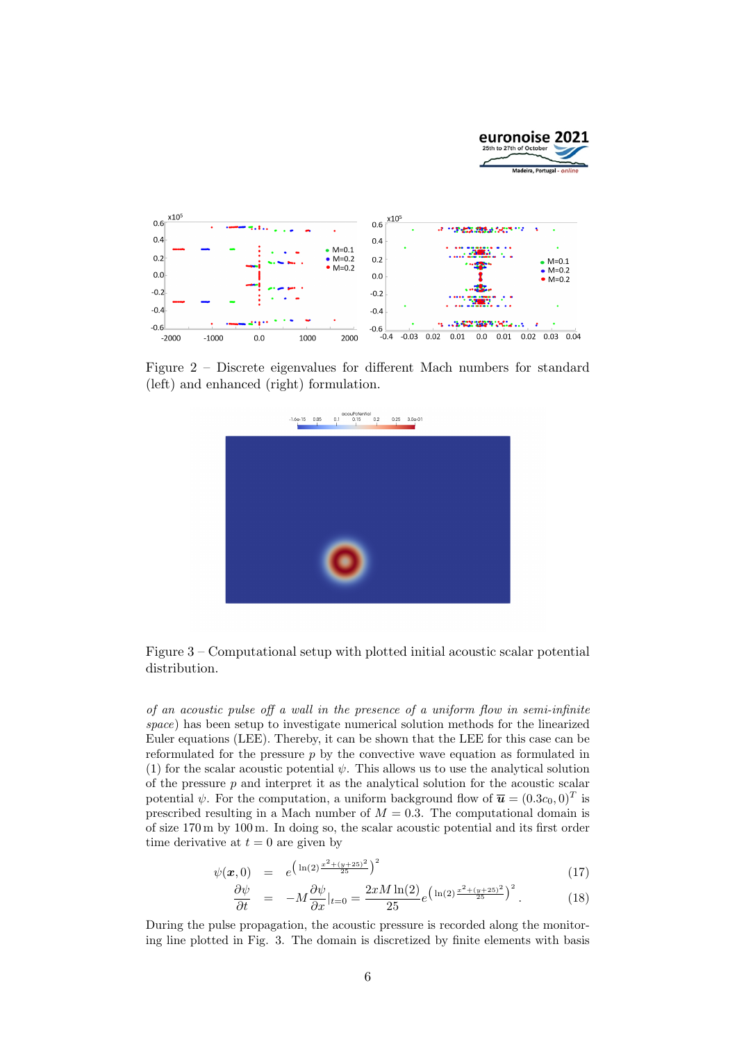Figure 2 – Discrete eigenvalues for different Mach numbers for standard (left) and enhanced (right) formulation.

Figure 3 – Computational setup with plotted initial acoustic scalar potential distribution.

*of an acoustic pulse off a wall in the presence of a uniform flow in semi-infinite space*) has been setup to investigate numerical solution methods for the linearized Euler equations (LEE). Thereby, it can be shown that the LEE for this case can be reformulated for the pressure $p$ by the convective wave equation as formulated in (1) for the scalar acoustic potential $\psi$. This allows us to use the analytical solution of the pressure $p$ and interpret it as the analytical solution for the acoustic scalar potential $\psi$. For the computation, a uniform background flow of $\overline{\boldsymbol{u}} = (0.3c_0, 0)^T$ is prescribed resulting in a Mach number of $M = 0.3$. The computational domain is of size 170 m by 100 m. In doing so, the scalar acoustic potential and its first order time derivative at $t = 0$ are given by

$$\psi(\boldsymbol{x}, 0) = e^{\left(\ln(2)\frac{x^2+(y+25)^2}{25}\right)^2} \tag{17}$$

$$\frac{\partial \psi}{\partial t} = -M\frac{\partial \psi}{\partial x}|_{t=0} = \frac{2xM\ln(2)}{25}e^{\left(\ln(2)\frac{x^2+(y+25)^2}{25}\right)^2}. \tag{18}$$

During the pulse propagation, the acoustic pressure is recorded along the monitoring line plotted in Fig. 3. The domain is discretized by finite elements with basis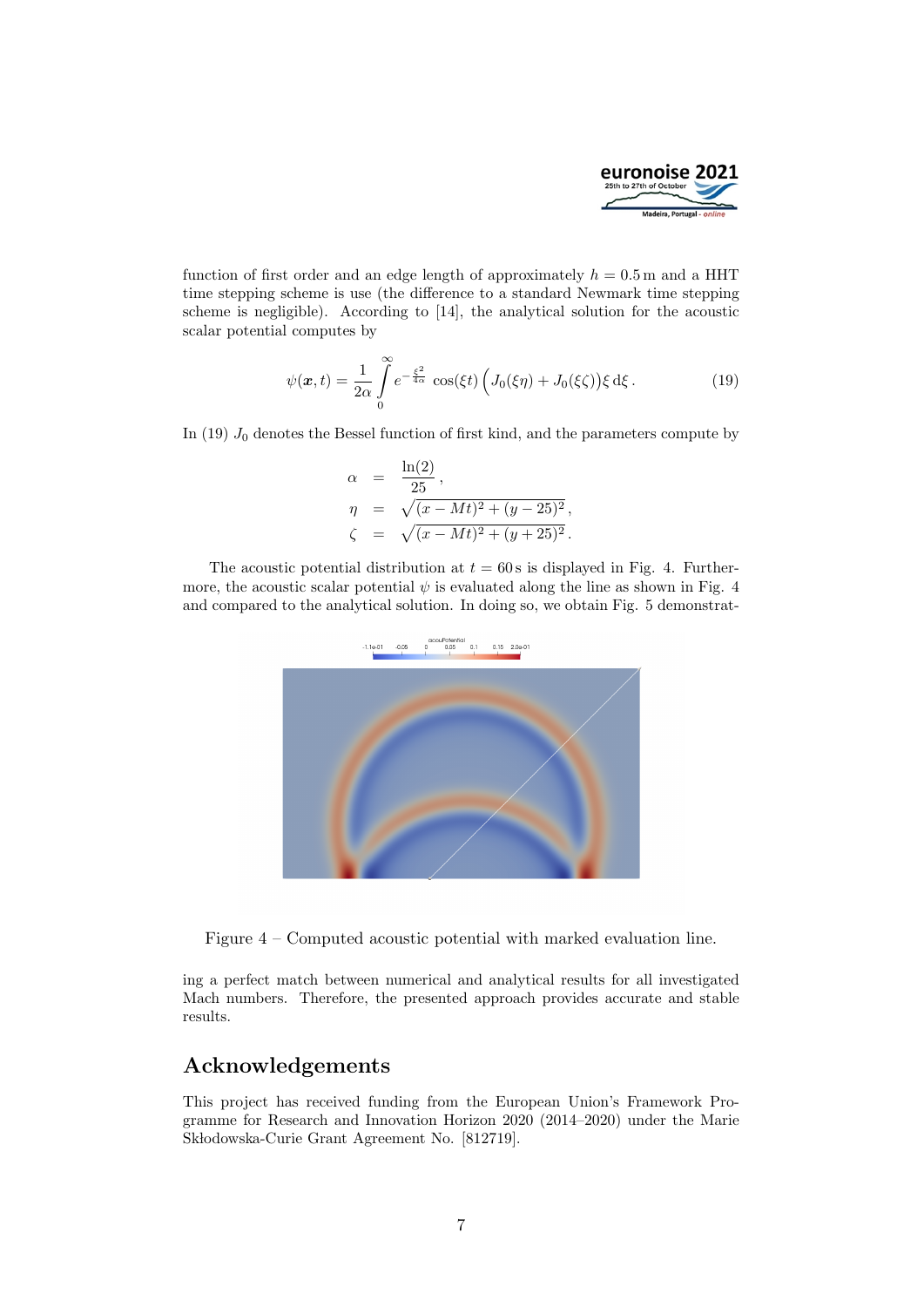function of first order and an edge length of approximately $h = 0.5\,\mathrm{m}$ and a HHT time stepping scheme is use (the difference to a standard Newmark time stepping scheme is negligible). According to [14], the analytical solution for the acoustic scalar potential computes by

$$\psi(\boldsymbol{x}, t) = \frac{1}{2\alpha} \int\limits_0^\infty e^{-\frac{\xi^2}{4\alpha}} \cos(\xi t) \Big( J_0(\xi\eta) + J_0(\xi\zeta) \Big) \xi \, \mathrm{d}\xi \,. \tag{19}$$

In (19) $J_0$ denotes the Bessel function of first kind, and the parameters compute by

$$\begin{aligned}
\alpha &= \frac{\ln(2)}{25}\,, \\
\eta &= \sqrt{(x - Mt)^2 + (y - 25)^2}\,, \\
\zeta &= \sqrt{(x - Mt)^2 + (y + 25)^2}\,.
\end{aligned}$$

The acoustic potential distribution at $t = 60\,\mathrm{s}$ is displayed in Fig. 4. Furthermore, the acoustic scalar potential $\psi$ is evaluated along the line as shown in Fig. 4 and compared to the analytical solution. In doing so, we obtain Fig. 5 demonstrating a perfect match between numerical and analytical results for all investigated Mach numbers. Therefore, the presented approach provides accurate and stable results.

Figure 4 – Computed acoustic potential with marked evaluation line.

## Acknowledgements

This project has received funding from the European Union's Framework Programme for Research and Innovation Horizon 2020 (2014–2020) under the Marie Skłodowska-Curie Grant Agreement No. [812719].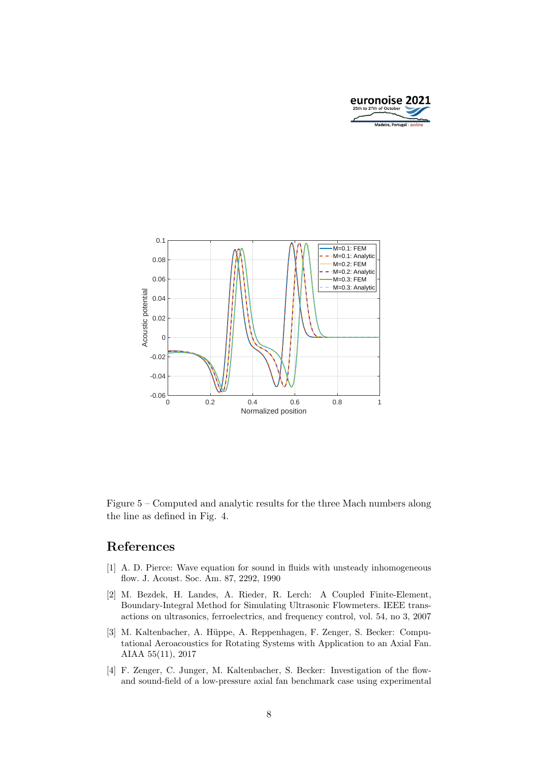Figure 5 – Computed and analytic results for the three Mach numbers along the line as defined in Fig. 4.

## References

[1] A. D. Pierce: Wave equation for sound in fluids with unsteady inhomogeneous flow. J. Acoust. Soc. Am. 87, 2292, 1990

[2] M. Bezdek, H. Landes, A. Rieder, R. Lerch: A Coupled Finite-Element, Boundary-Integral Method for Simulating Ultrasonic Flowmeters. IEEE transactions on ultrasonics, ferroelectrics, and frequency control, vol. 54, no 3, 2007

[3] M. Kaltenbacher, A. Hüppe, A. Reppenhagen, F. Zenger, S. Becker: Computational Aeroacoustics for Rotating Systems with Application to an Axial Fan. AIAA 55(11), 2017

[4] F. Zenger, C. Junger, M. Kaltenbacher, S. Becker: Investigation of the flow- and sound-field of a low-pressure axial fan benchmark case using experimental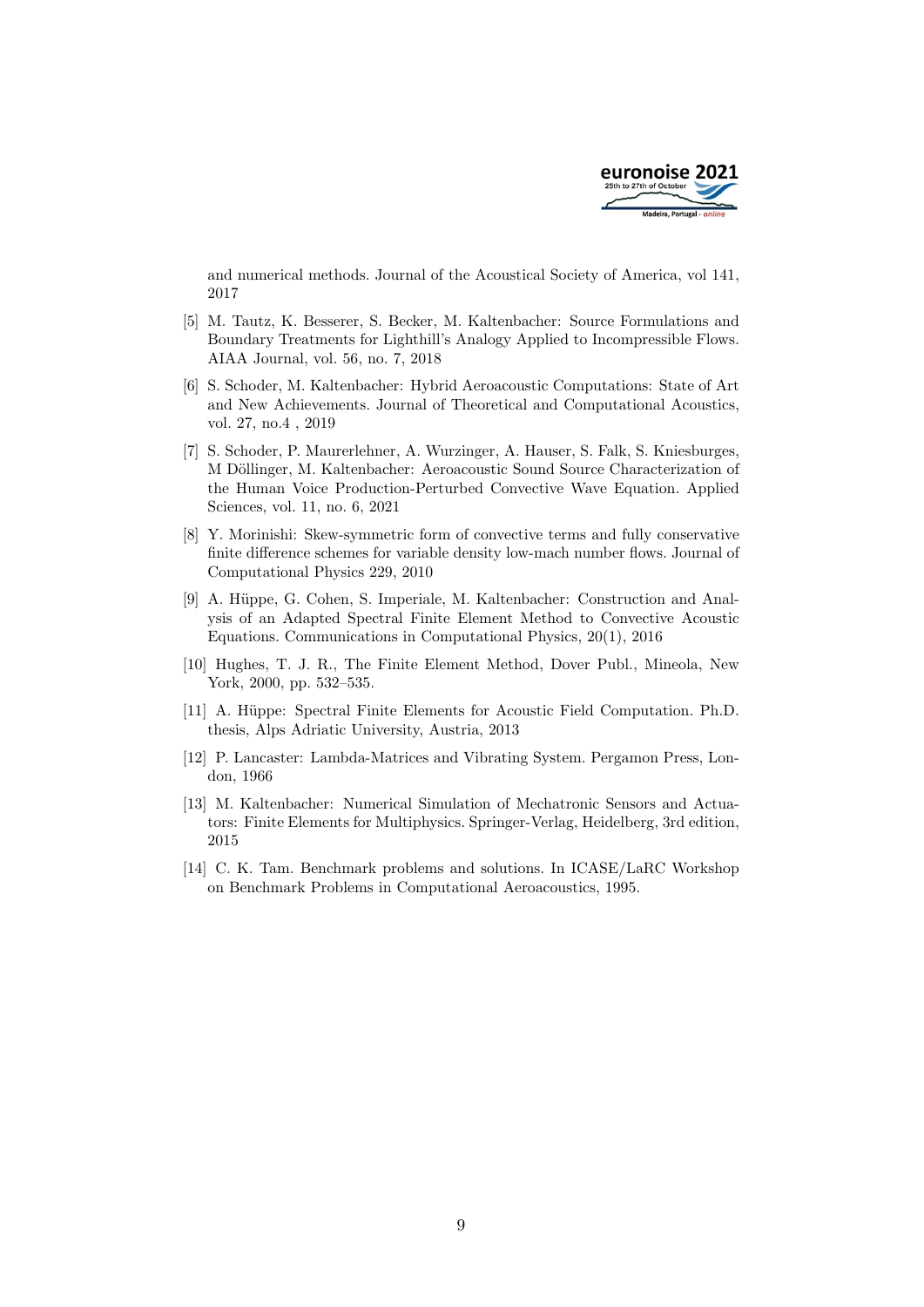and numerical methods. Journal of the Acoustical Society of America, vol 141, 2017

[5] M. Tautz, K. Besserer, S. Becker, M. Kaltenbacher: Source Formulations and Boundary Treatments for Lighthill's Analogy Applied to Incompressible Flows. AIAA Journal, vol. 56, no. 7, 2018

[6] S. Schoder, M. Kaltenbacher: Hybrid Aeroacoustic Computations: State of Art and New Achievements. Journal of Theoretical and Computational Acoustics, vol. 27, no.4 , 2019

[7] S. Schoder, P. Maurerlehner, A. Wurzinger, A. Hauser, S. Falk, S. Kniesburges, M Döllinger, M. Kaltenbacher: Aeroacoustic Sound Source Characterization of the Human Voice Production-Perturbed Convective Wave Equation. Applied Sciences, vol. 11, no. 6, 2021

[8] Y. Morinishi: Skew-symmetric form of convective terms and fully conservative finite difference schemes for variable density low-mach number flows. Journal of Computational Physics 229, 2010

[9] A. Hüppe, G. Cohen, S. Imperiale, M. Kaltenbacher: Construction and Analysis of an Adapted Spectral Finite Element Method to Convective Acoustic Equations. Communications in Computational Physics, 20(1), 2016

[10] Hughes, T. J. R., The Finite Element Method, Dover Publ., Mineola, New York, 2000, pp. 532–535.

[11] A. Hüppe: Spectral Finite Elements for Acoustic Field Computation. Ph.D. thesis, Alps Adriatic University, Austria, 2013

[12] P. Lancaster: Lambda-Matrices and Vibrating System. Pergamon Press, London, 1966

[13] M. Kaltenbacher: Numerical Simulation of Mechatronic Sensors and Actuators: Finite Elements for Multiphysics. Springer-Verlag, Heidelberg, 3rd edition, 2015

[14] C. K. Tam. Benchmark problems and solutions. In ICASE/LaRC Workshop on Benchmark Problems in Computational Aeroacoustics, 1995.